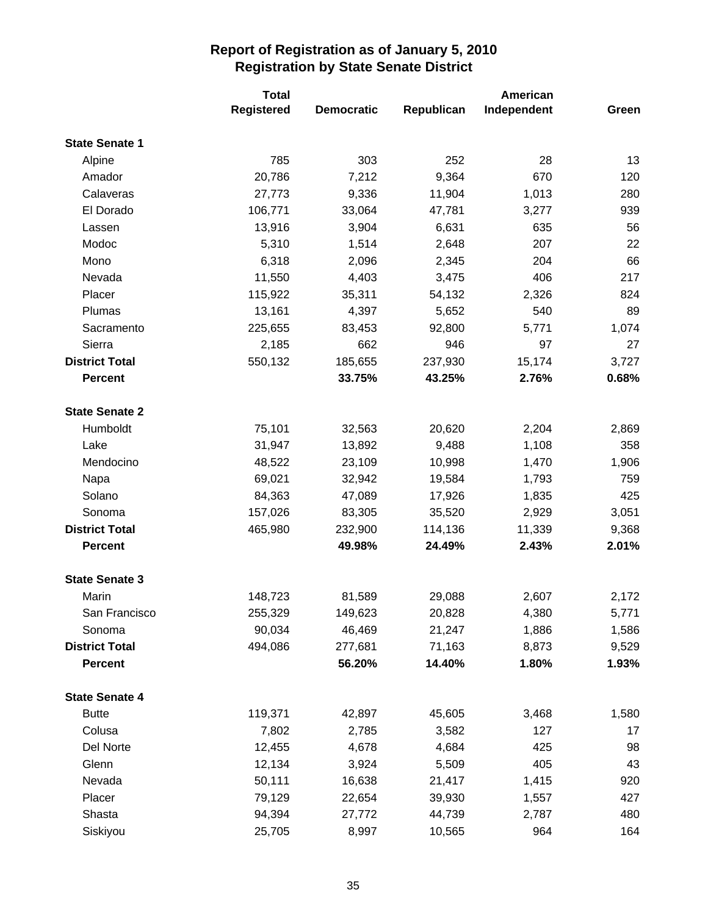# Report of Registration as of January 5, 2010
## Registration by State Senate District

| | Total Registered | Democratic | Republican | American Independent | Green |
|---|---|---|---|---|---|
| **State Senate 1** | | | | | |
| Alpine | 785 | 303 | 252 | 28 | 13 |
| Amador | 20,786 | 7,212 | 9,364 | 670 | 120 |
| Calaveras | 27,773 | 9,336 | 11,904 | 1,013 | 280 |
| El Dorado | 106,771 | 33,064 | 47,781 | 3,277 | 939 |
| Lassen | 13,916 | 3,904 | 6,631 | 635 | 56 |
| Modoc | 5,310 | 1,514 | 2,648 | 207 | 22 |
| Mono | 6,318 | 2,096 | 2,345 | 204 | 66 |
| Nevada | 11,550 | 4,403 | 3,475 | 406 | 217 |
| Placer | 115,922 | 35,311 | 54,132 | 2,326 | 824 |
| Plumas | 13,161 | 4,397 | 5,652 | 540 | 89 |
| Sacramento | 225,655 | 83,453 | 92,800 | 5,771 | 1,074 |
| Sierra | 2,185 | 662 | 946 | 97 | 27 |
| **District Total** | 550,132 | 185,655 | 237,930 | 15,174 | 3,727 |
| **Percent** | | **33.75%** | **43.25%** | **2.76%** | **0.68%** |
| **State Senate 2** | | | | | |
| Humboldt | 75,101 | 32,563 | 20,620 | 2,204 | 2,869 |
| Lake | 31,947 | 13,892 | 9,488 | 1,108 | 358 |
| Mendocino | 48,522 | 23,109 | 10,998 | 1,470 | 1,906 |
| Napa | 69,021 | 32,942 | 19,584 | 1,793 | 759 |
| Solano | 84,363 | 47,089 | 17,926 | 1,835 | 425 |
| Sonoma | 157,026 | 83,305 | 35,520 | 2,929 | 3,051 |
| **District Total** | 465,980 | 232,900 | 114,136 | 11,339 | 9,368 |
| **Percent** | | **49.98%** | **24.49%** | **2.43%** | **2.01%** |
| **State Senate 3** | | | | | |
| Marin | 148,723 | 81,589 | 29,088 | 2,607 | 2,172 |
| San Francisco | 255,329 | 149,623 | 20,828 | 4,380 | 5,771 |
| Sonoma | 90,034 | 46,469 | 21,247 | 1,886 | 1,586 |
| **District Total** | 494,086 | 277,681 | 71,163 | 8,873 | 9,529 |
| **Percent** | | **56.20%** | **14.40%** | **1.80%** | **1.93%** |
| **State Senate 4** | | | | | |
| Butte | 119,371 | 42,897 | 45,605 | 3,468 | 1,580 |
| Colusa | 7,802 | 2,785 | 3,582 | 127 | 17 |
| Del Norte | 12,455 | 4,678 | 4,684 | 425 | 98 |
| Glenn | 12,134 | 3,924 | 5,509 | 405 | 43 |
| Nevada | 50,111 | 16,638 | 21,417 | 1,415 | 920 |
| Placer | 79,129 | 22,654 | 39,930 | 1,557 | 427 |
| Shasta | 94,394 | 27,772 | 44,739 | 2,787 | 480 |
| Siskiyou | 25,705 | 8,997 | 10,565 | 964 | 164 |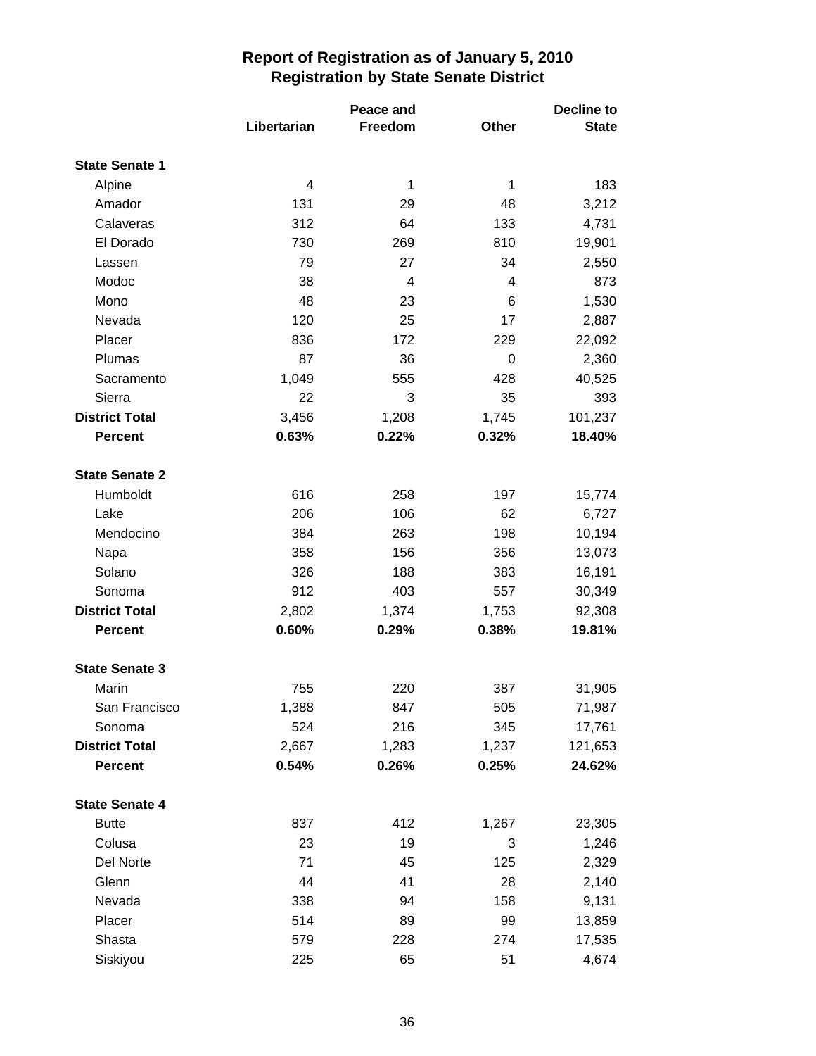# Report of Registration as of January 5, 2010
## Registration by State Senate District

| | Libertarian | Peace and Freedom | Other | Decline to State |
|---|---|---|---|---|
| **State Senate 1** | | | | |
| Alpine | 4 | 1 | 1 | 183 |
| Amador | 131 | 29 | 48 | 3,212 |
| Calaveras | 312 | 64 | 133 | 4,731 |
| El Dorado | 730 | 269 | 810 | 19,901 |
| Lassen | 79 | 27 | 34 | 2,550 |
| Modoc | 38 | 4 | 4 | 873 |
| Mono | 48 | 23 | 6 | 1,530 |
| Nevada | 120 | 25 | 17 | 2,887 |
| Placer | 836 | 172 | 229 | 22,092 |
| Plumas | 87 | 36 | 0 | 2,360 |
| Sacramento | 1,049 | 555 | 428 | 40,525 |
| Sierra | 22 | 3 | 35 | 393 |
| **District Total** | 3,456 | 1,208 | 1,745 | 101,237 |
| **Percent** | **0.63%** | **0.22%** | **0.32%** | **18.40%** |
| **State Senate 2** | | | | |
| Humboldt | 616 | 258 | 197 | 15,774 |
| Lake | 206 | 106 | 62 | 6,727 |
| Mendocino | 384 | 263 | 198 | 10,194 |
| Napa | 358 | 156 | 356 | 13,073 |
| Solano | 326 | 188 | 383 | 16,191 |
| Sonoma | 912 | 403 | 557 | 30,349 |
| **District Total** | 2,802 | 1,374 | 1,753 | 92,308 |
| **Percent** | **0.60%** | **0.29%** | **0.38%** | **19.81%** |
| **State Senate 3** | | | | |
| Marin | 755 | 220 | 387 | 31,905 |
| San Francisco | 1,388 | 847 | 505 | 71,987 |
| Sonoma | 524 | 216 | 345 | 17,761 |
| **District Total** | 2,667 | 1,283 | 1,237 | 121,653 |
| **Percent** | **0.54%** | **0.26%** | **0.25%** | **24.62%** |
| **State Senate 4** | | | | |
| Butte | 837 | 412 | 1,267 | 23,305 |
| Colusa | 23 | 19 | 3 | 1,246 |
| Del Norte | 71 | 45 | 125 | 2,329 |
| Glenn | 44 | 41 | 28 | 2,140 |
| Nevada | 338 | 94 | 158 | 9,131 |
| Placer | 514 | 89 | 99 | 13,859 |
| Shasta | 579 | 228 | 274 | 17,535 |
| Siskiyou | 225 | 65 | 51 | 4,674 |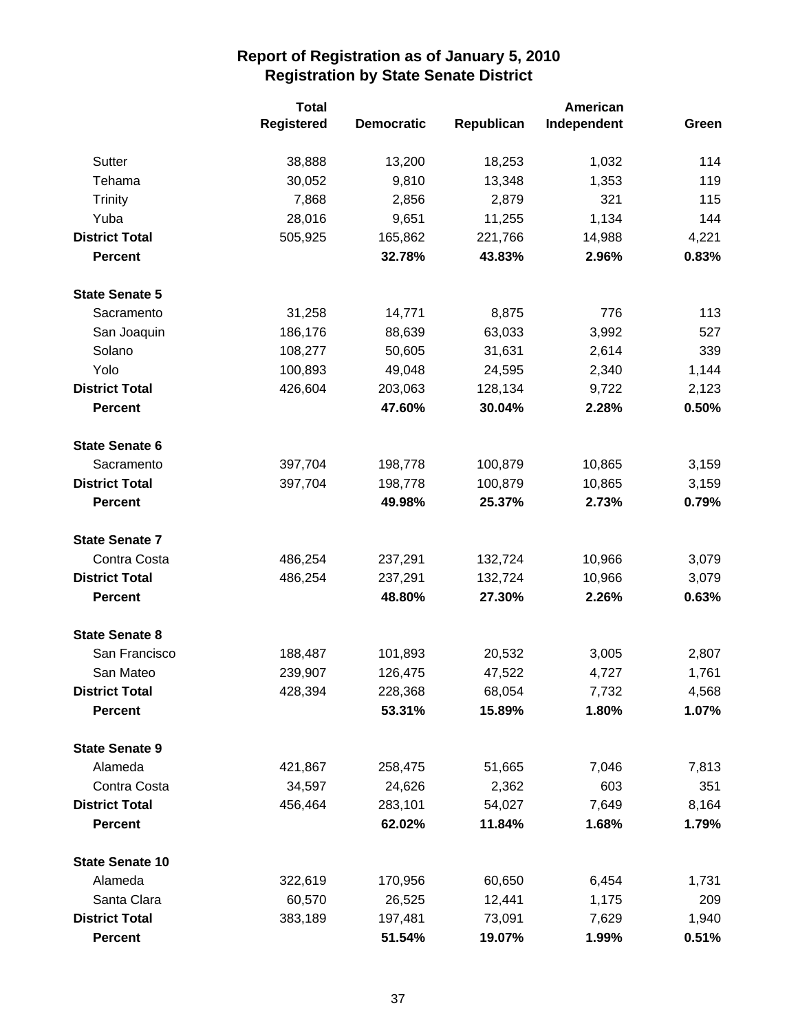# Report of Registration as of January 5, 2010
## Registration by State Senate District

| | Total Registered | Democratic | Republican | American Independent | Green |
|---|---|---|---|---|---|
| Sutter | 38,888 | 13,200 | 18,253 | 1,032 | 114 |
| Tehama | 30,052 | 9,810 | 13,348 | 1,353 | 119 |
| Trinity | 7,868 | 2,856 | 2,879 | 321 | 115 |
| Yuba | 28,016 | 9,651 | 11,255 | 1,134 | 144 |
| **District Total** | 505,925 | 165,862 | 221,766 | 14,988 | 4,221 |
| **Percent** | | **32.78%** | **43.83%** | **2.96%** | **0.83%** |
| **State Senate 5** | | | | | |
| Sacramento | 31,258 | 14,771 | 8,875 | 776 | 113 |
| San Joaquin | 186,176 | 88,639 | 63,033 | 3,992 | 527 |
| Solano | 108,277 | 50,605 | 31,631 | 2,614 | 339 |
| Yolo | 100,893 | 49,048 | 24,595 | 2,340 | 1,144 |
| **District Total** | 426,604 | 203,063 | 128,134 | 9,722 | 2,123 |
| **Percent** | | **47.60%** | **30.04%** | **2.28%** | **0.50%** |
| **State Senate 6** | | | | | |
| Sacramento | 397,704 | 198,778 | 100,879 | 10,865 | 3,159 |
| **District Total** | 397,704 | 198,778 | 100,879 | 10,865 | 3,159 |
| **Percent** | | **49.98%** | **25.37%** | **2.73%** | **0.79%** |
| **State Senate 7** | | | | | |
| Contra Costa | 486,254 | 237,291 | 132,724 | 10,966 | 3,079 |
| **District Total** | 486,254 | 237,291 | 132,724 | 10,966 | 3,079 |
| **Percent** | | **48.80%** | **27.30%** | **2.26%** | **0.63%** |
| **State Senate 8** | | | | | |
| San Francisco | 188,487 | 101,893 | 20,532 | 3,005 | 2,807 |
| San Mateo | 239,907 | 126,475 | 47,522 | 4,727 | 1,761 |
| **District Total** | 428,394 | 228,368 | 68,054 | 7,732 | 4,568 |
| **Percent** | | **53.31%** | **15.89%** | **1.80%** | **1.07%** |
| **State Senate 9** | | | | | |
| Alameda | 421,867 | 258,475 | 51,665 | 7,046 | 7,813 |
| Contra Costa | 34,597 | 24,626 | 2,362 | 603 | 351 |
| **District Total** | 456,464 | 283,101 | 54,027 | 7,649 | 8,164 |
| **Percent** | | **62.02%** | **11.84%** | **1.68%** | **1.79%** |
| **State Senate 10** | | | | | |
| Alameda | 322,619 | 170,956 | 60,650 | 6,454 | 1,731 |
| Santa Clara | 60,570 | 26,525 | 12,441 | 1,175 | 209 |
| **District Total** | 383,189 | 197,481 | 73,091 | 7,629 | 1,940 |
| **Percent** | | **51.54%** | **19.07%** | **1.99%** | **0.51%** |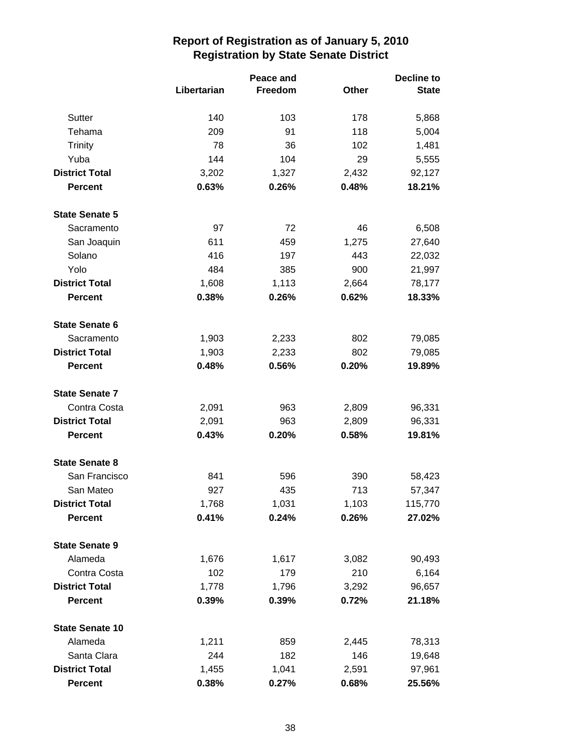# Report of Registration as of January 5, 2010
## Registration by State Senate District

| | Libertarian | Peace and Freedom | Other | Decline to State |
|---|---|---|---|---|
| Sutter | 140 | 103 | 178 | 5,868 |
| Tehama | 209 | 91 | 118 | 5,004 |
| Trinity | 78 | 36 | 102 | 1,481 |
| Yuba | 144 | 104 | 29 | 5,555 |
| **District Total** | 3,202 | 1,327 | 2,432 | 92,127 |
| **Percent** | **0.63%** | **0.26%** | **0.48%** | **18.21%** |
| **State Senate 5** | | | | |
| Sacramento | 97 | 72 | 46 | 6,508 |
| San Joaquin | 611 | 459 | 1,275 | 27,640 |
| Solano | 416 | 197 | 443 | 22,032 |
| Yolo | 484 | 385 | 900 | 21,997 |
| **District Total** | 1,608 | 1,113 | 2,664 | 78,177 |
| **Percent** | **0.38%** | **0.26%** | **0.62%** | **18.33%** |
| **State Senate 6** | | | | |
| Sacramento | 1,903 | 2,233 | 802 | 79,085 |
| **District Total** | 1,903 | 2,233 | 802 | 79,085 |
| **Percent** | **0.48%** | **0.56%** | **0.20%** | **19.89%** |
| **State Senate 7** | | | | |
| Contra Costa | 2,091 | 963 | 2,809 | 96,331 |
| **District Total** | 2,091 | 963 | 2,809 | 96,331 |
| **Percent** | **0.43%** | **0.20%** | **0.58%** | **19.81%** |
| **State Senate 8** | | | | |
| San Francisco | 841 | 596 | 390 | 58,423 |
| San Mateo | 927 | 435 | 713 | 57,347 |
| **District Total** | 1,768 | 1,031 | 1,103 | 115,770 |
| **Percent** | **0.41%** | **0.24%** | **0.26%** | **27.02%** |
| **State Senate 9** | | | | |
| Alameda | 1,676 | 1,617 | 3,082 | 90,493 |
| Contra Costa | 102 | 179 | 210 | 6,164 |
| **District Total** | 1,778 | 1,796 | 3,292 | 96,657 |
| **Percent** | **0.39%** | **0.39%** | **0.72%** | **21.18%** |
| **State Senate 10** | | | | |
| Alameda | 1,211 | 859 | 2,445 | 78,313 |
| Santa Clara | 244 | 182 | 146 | 19,648 |
| **District Total** | 1,455 | 1,041 | 2,591 | 97,961 |
| **Percent** | **0.38%** | **0.27%** | **0.68%** | **25.56%** |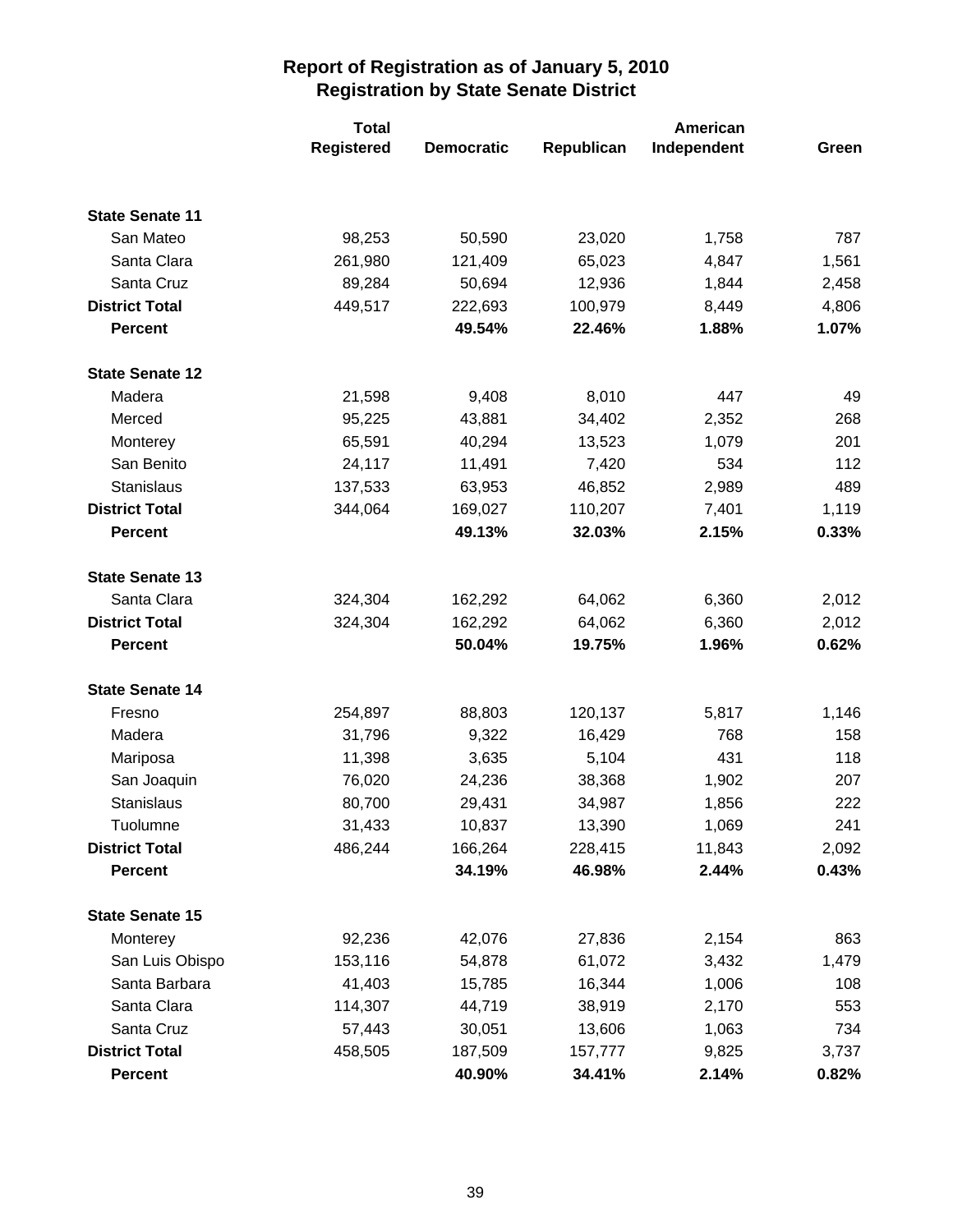# Report of Registration as of January 5, 2010
## Registration by State Senate District

| | Total Registered | Democratic | Republican | American Independent | Green |
|---|---|---|---|---|---|
| **State Senate 11** | | | | | |
| San Mateo | 98,253 | 50,590 | 23,020 | 1,758 | 787 |
| Santa Clara | 261,980 | 121,409 | 65,023 | 4,847 | 1,561 |
| Santa Cruz | 89,284 | 50,694 | 12,936 | 1,844 | 2,458 |
| **District Total** | 449,517 | 222,693 | 100,979 | 8,449 | 4,806 |
| **Percent** | | **49.54%** | **22.46%** | **1.88%** | **1.07%** |
| **State Senate 12** | | | | | |
| Madera | 21,598 | 9,408 | 8,010 | 447 | 49 |
| Merced | 95,225 | 43,881 | 34,402 | 2,352 | 268 |
| Monterey | 65,591 | 40,294 | 13,523 | 1,079 | 201 |
| San Benito | 24,117 | 11,491 | 7,420 | 534 | 112 |
| Stanislaus | 137,533 | 63,953 | 46,852 | 2,989 | 489 |
| **District Total** | 344,064 | 169,027 | 110,207 | 7,401 | 1,119 |
| **Percent** | | **49.13%** | **32.03%** | **2.15%** | **0.33%** |
| **State Senate 13** | | | | | |
| Santa Clara | 324,304 | 162,292 | 64,062 | 6,360 | 2,012 |
| **District Total** | 324,304 | 162,292 | 64,062 | 6,360 | 2,012 |
| **Percent** | | **50.04%** | **19.75%** | **1.96%** | **0.62%** |
| **State Senate 14** | | | | | |
| Fresno | 254,897 | 88,803 | 120,137 | 5,817 | 1,146 |
| Madera | 31,796 | 9,322 | 16,429 | 768 | 158 |
| Mariposa | 11,398 | 3,635 | 5,104 | 431 | 118 |
| San Joaquin | 76,020 | 24,236 | 38,368 | 1,902 | 207 |
| Stanislaus | 80,700 | 29,431 | 34,987 | 1,856 | 222 |
| Tuolumne | 31,433 | 10,837 | 13,390 | 1,069 | 241 |
| **District Total** | 486,244 | 166,264 | 228,415 | 11,843 | 2,092 |
| **Percent** | | **34.19%** | **46.98%** | **2.44%** | **0.43%** |
| **State Senate 15** | | | | | |
| Monterey | 92,236 | 42,076 | 27,836 | 2,154 | 863 |
| San Luis Obispo | 153,116 | 54,878 | 61,072 | 3,432 | 1,479 |
| Santa Barbara | 41,403 | 15,785 | 16,344 | 1,006 | 108 |
| Santa Clara | 114,307 | 44,719 | 38,919 | 2,170 | 553 |
| Santa Cruz | 57,443 | 30,051 | 13,606 | 1,063 | 734 |
| **District Total** | 458,505 | 187,509 | 157,777 | 9,825 | 3,737 |
| **Percent** | | **40.90%** | **34.41%** | **2.14%** | **0.82%** |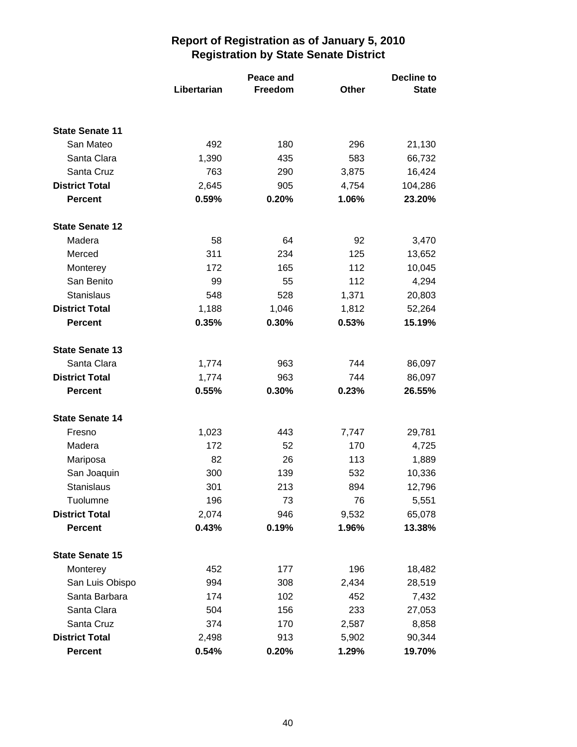# Report of Registration as of January 5, 2010
## Registration by State Senate District

| | Libertarian | Peace and Freedom | Other | Decline to State |
|---|---|---|---|---|
| **State Senate 11** | | | | |
| San Mateo | 492 | 180 | 296 | 21,130 |
| Santa Clara | 1,390 | 435 | 583 | 66,732 |
| Santa Cruz | 763 | 290 | 3,875 | 16,424 |
| **District Total** | 2,645 | 905 | 4,754 | 104,286 |
| **Percent** | **0.59%** | **0.20%** | **1.06%** | **23.20%** |
| **State Senate 12** | | | | |
| Madera | 58 | 64 | 92 | 3,470 |
| Merced | 311 | 234 | 125 | 13,652 |
| Monterey | 172 | 165 | 112 | 10,045 |
| San Benito | 99 | 55 | 112 | 4,294 |
| Stanislaus | 548 | 528 | 1,371 | 20,803 |
| **District Total** | 1,188 | 1,046 | 1,812 | 52,264 |
| **Percent** | **0.35%** | **0.30%** | **0.53%** | **15.19%** |
| **State Senate 13** | | | | |
| Santa Clara | 1,774 | 963 | 744 | 86,097 |
| **District Total** | 1,774 | 963 | 744 | 86,097 |
| **Percent** | **0.55%** | **0.30%** | **0.23%** | **26.55%** |
| **State Senate 14** | | | | |
| Fresno | 1,023 | 443 | 7,747 | 29,781 |
| Madera | 172 | 52 | 170 | 4,725 |
| Mariposa | 82 | 26 | 113 | 1,889 |
| San Joaquin | 300 | 139 | 532 | 10,336 |
| Stanislaus | 301 | 213 | 894 | 12,796 |
| Tuolumne | 196 | 73 | 76 | 5,551 |
| **District Total** | 2,074 | 946 | 9,532 | 65,078 |
| **Percent** | **0.43%** | **0.19%** | **1.96%** | **13.38%** |
| **State Senate 15** | | | | |
| Monterey | 452 | 177 | 196 | 18,482 |
| San Luis Obispo | 994 | 308 | 2,434 | 28,519 |
| Santa Barbara | 174 | 102 | 452 | 7,432 |
| Santa Clara | 504 | 156 | 233 | 27,053 |
| Santa Cruz | 374 | 170 | 2,587 | 8,858 |
| **District Total** | 2,498 | 913 | 5,902 | 90,344 |
| **Percent** | **0.54%** | **0.20%** | **1.29%** | **19.70%** |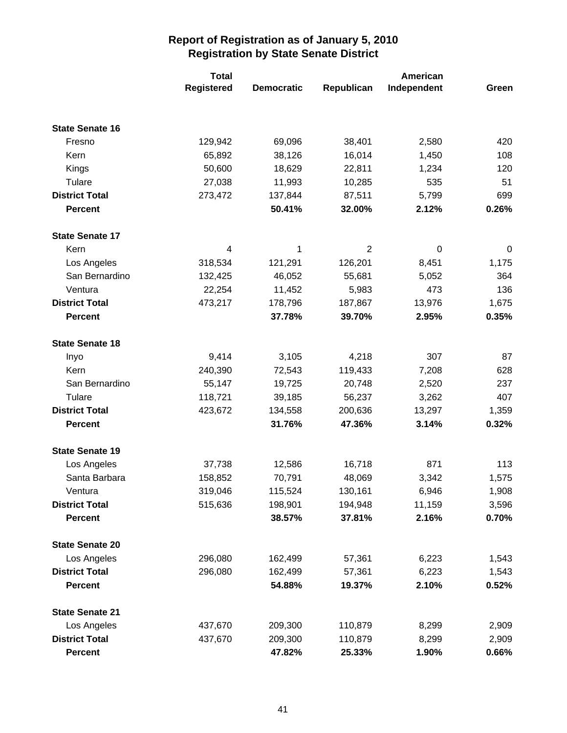# Report of Registration as of January 5, 2010
## Registration by State Senate District

| | Total Registered | Democratic | Republican | American Independent | Green |
|---|---|---|---|---|---|
| **State Senate 16** | | | | | |
| Fresno | 129,942 | 69,096 | 38,401 | 2,580 | 420 |
| Kern | 65,892 | 38,126 | 16,014 | 1,450 | 108 |
| Kings | 50,600 | 18,629 | 22,811 | 1,234 | 120 |
| Tulare | 27,038 | 11,993 | 10,285 | 535 | 51 |
| **District Total** | 273,472 | 137,844 | 87,511 | 5,799 | 699 |
| **Percent** | | **50.41%** | **32.00%** | **2.12%** | **0.26%** |
| **State Senate 17** | | | | | |
| Kern | 4 | 1 | 2 | 0 | 0 |
| Los Angeles | 318,534 | 121,291 | 126,201 | 8,451 | 1,175 |
| San Bernardino | 132,425 | 46,052 | 55,681 | 5,052 | 364 |
| Ventura | 22,254 | 11,452 | 5,983 | 473 | 136 |
| **District Total** | 473,217 | 178,796 | 187,867 | 13,976 | 1,675 |
| **Percent** | | **37.78%** | **39.70%** | **2.95%** | **0.35%** |
| **State Senate 18** | | | | | |
| Inyo | 9,414 | 3,105 | 4,218 | 307 | 87 |
| Kern | 240,390 | 72,543 | 119,433 | 7,208 | 628 |
| San Bernardino | 55,147 | 19,725 | 20,748 | 2,520 | 237 |
| Tulare | 118,721 | 39,185 | 56,237 | 3,262 | 407 |
| **District Total** | 423,672 | 134,558 | 200,636 | 13,297 | 1,359 |
| **Percent** | | **31.76%** | **47.36%** | **3.14%** | **0.32%** |
| **State Senate 19** | | | | | |
| Los Angeles | 37,738 | 12,586 | 16,718 | 871 | 113 |
| Santa Barbara | 158,852 | 70,791 | 48,069 | 3,342 | 1,575 |
| Ventura | 319,046 | 115,524 | 130,161 | 6,946 | 1,908 |
| **District Total** | 515,636 | 198,901 | 194,948 | 11,159 | 3,596 |
| **Percent** | | **38.57%** | **37.81%** | **2.16%** | **0.70%** |
| **State Senate 20** | | | | | |
| Los Angeles | 296,080 | 162,499 | 57,361 | 6,223 | 1,543 |
| **District Total** | 296,080 | 162,499 | 57,361 | 6,223 | 1,543 |
| **Percent** | | **54.88%** | **19.37%** | **2.10%** | **0.52%** |
| **State Senate 21** | | | | | |
| Los Angeles | 437,670 | 209,300 | 110,879 | 8,299 | 2,909 |
| **District Total** | 437,670 | 209,300 | 110,879 | 8,299 | 2,909 |
| **Percent** | | **47.82%** | **25.33%** | **1.90%** | **0.66%** |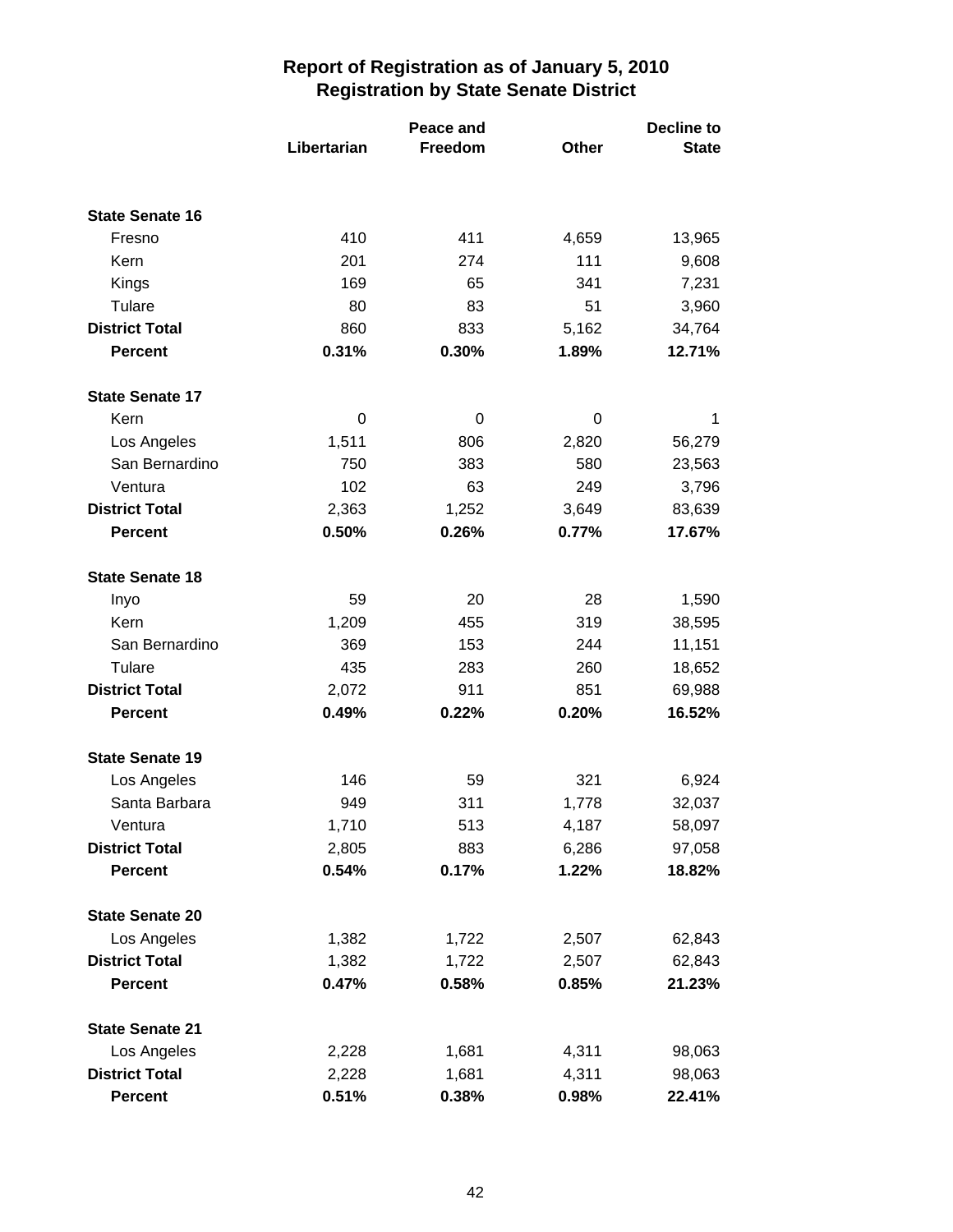# Report of Registration as of January 5, 2010
## Registration by State Senate District

| | Libertarian | Peace and Freedom | Other | Decline to State |
|---|---|---|---|---|
| **State Senate 16** | | | | |
| Fresno | 410 | 411 | 4,659 | 13,965 |
| Kern | 201 | 274 | 111 | 9,608 |
| Kings | 169 | 65 | 341 | 7,231 |
| Tulare | 80 | 83 | 51 | 3,960 |
| **District Total** | 860 | 833 | 5,162 | 34,764 |
| **Percent** | **0.31%** | **0.30%** | **1.89%** | **12.71%** |
| **State Senate 17** | | | | |
| Kern | 0 | 0 | 0 | 1 |
| Los Angeles | 1,511 | 806 | 2,820 | 56,279 |
| San Bernardino | 750 | 383 | 580 | 23,563 |
| Ventura | 102 | 63 | 249 | 3,796 |
| **District Total** | 2,363 | 1,252 | 3,649 | 83,639 |
| **Percent** | **0.50%** | **0.26%** | **0.77%** | **17.67%** |
| **State Senate 18** | | | | |
| Inyo | 59 | 20 | 28 | 1,590 |
| Kern | 1,209 | 455 | 319 | 38,595 |
| San Bernardino | 369 | 153 | 244 | 11,151 |
| Tulare | 435 | 283 | 260 | 18,652 |
| **District Total** | 2,072 | 911 | 851 | 69,988 |
| **Percent** | **0.49%** | **0.22%** | **0.20%** | **16.52%** |
| **State Senate 19** | | | | |
| Los Angeles | 146 | 59 | 321 | 6,924 |
| Santa Barbara | 949 | 311 | 1,778 | 32,037 |
| Ventura | 1,710 | 513 | 4,187 | 58,097 |
| **District Total** | 2,805 | 883 | 6,286 | 97,058 |
| **Percent** | **0.54%** | **0.17%** | **1.22%** | **18.82%** |
| **State Senate 20** | | | | |
| Los Angeles | 1,382 | 1,722 | 2,507 | 62,843 |
| **District Total** | 1,382 | 1,722 | 2,507 | 62,843 |
| **Percent** | **0.47%** | **0.58%** | **0.85%** | **21.23%** |
| **State Senate 21** | | | | |
| Los Angeles | 2,228 | 1,681 | 4,311 | 98,063 |
| **District Total** | 2,228 | 1,681 | 4,311 | 98,063 |
| **Percent** | **0.51%** | **0.38%** | **0.98%** | **22.41%** |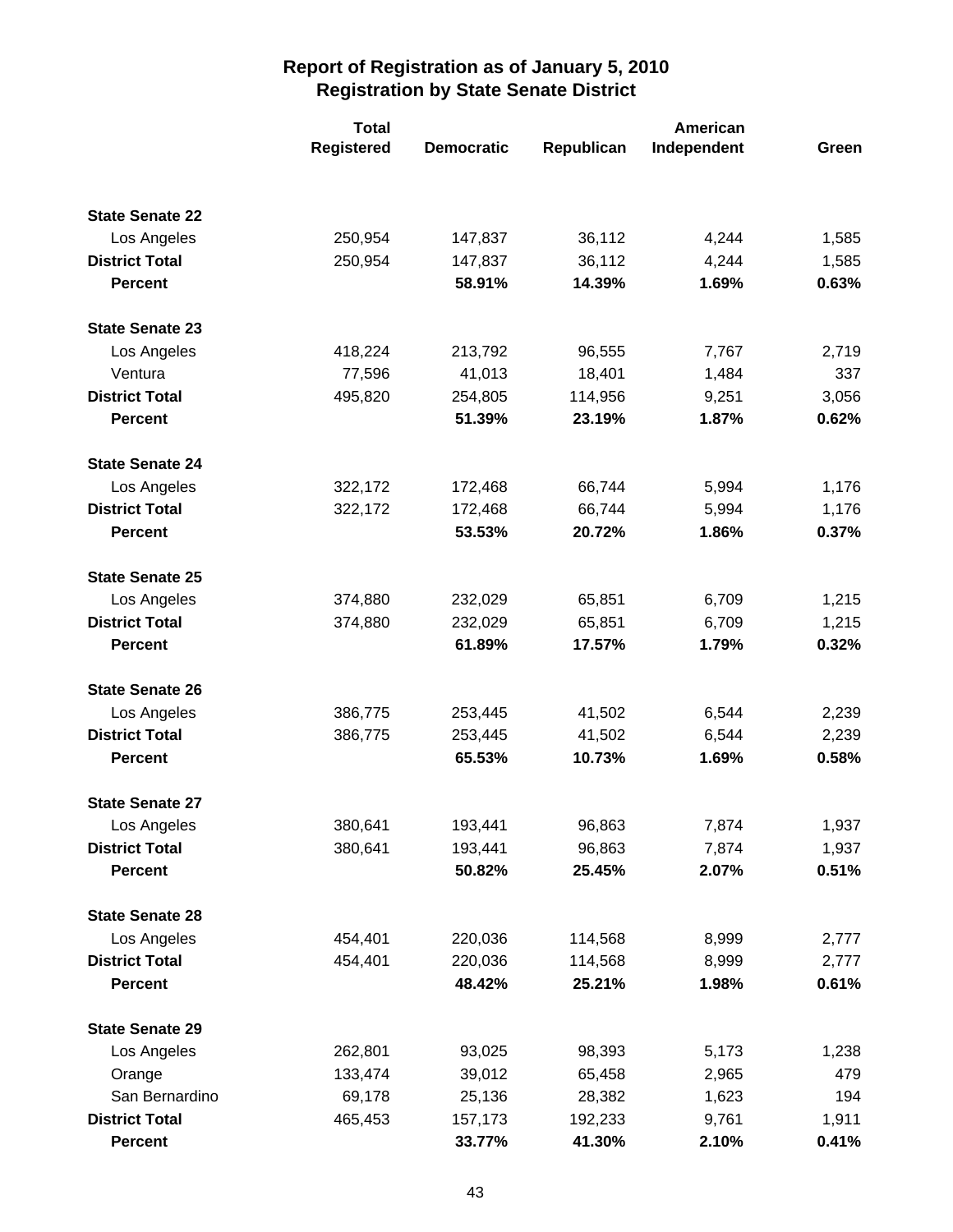# Report of Registration as of January 5, 2010
## Registration by State Senate District

| | Total Registered | Democratic | Republican | American Independent | Green |
|---|---|---|---|---|---|
| **State Senate 22** | | | | | |
| Los Angeles | 250,954 | 147,837 | 36,112 | 4,244 | 1,585 |
| **District Total** | 250,954 | 147,837 | 36,112 | 4,244 | 1,585 |
| **Percent** | | **58.91%** | **14.39%** | **1.69%** | **0.63%** |
| **State Senate 23** | | | | | |
| Los Angeles | 418,224 | 213,792 | 96,555 | 7,767 | 2,719 |
| Ventura | 77,596 | 41,013 | 18,401 | 1,484 | 337 |
| **District Total** | 495,820 | 254,805 | 114,956 | 9,251 | 3,056 |
| **Percent** | | **51.39%** | **23.19%** | **1.87%** | **0.62%** |
| **State Senate 24** | | | | | |
| Los Angeles | 322,172 | 172,468 | 66,744 | 5,994 | 1,176 |
| **District Total** | 322,172 | 172,468 | 66,744 | 5,994 | 1,176 |
| **Percent** | | **53.53%** | **20.72%** | **1.86%** | **0.37%** |
| **State Senate 25** | | | | | |
| Los Angeles | 374,880 | 232,029 | 65,851 | 6,709 | 1,215 |
| **District Total** | 374,880 | 232,029 | 65,851 | 6,709 | 1,215 |
| **Percent** | | **61.89%** | **17.57%** | **1.79%** | **0.32%** |
| **State Senate 26** | | | | | |
| Los Angeles | 386,775 | 253,445 | 41,502 | 6,544 | 2,239 |
| **District Total** | 386,775 | 253,445 | 41,502 | 6,544 | 2,239 |
| **Percent** | | **65.53%** | **10.73%** | **1.69%** | **0.58%** |
| **State Senate 27** | | | | | |
| Los Angeles | 380,641 | 193,441 | 96,863 | 7,874 | 1,937 |
| **District Total** | 380,641 | 193,441 | 96,863 | 7,874 | 1,937 |
| **Percent** | | **50.82%** | **25.45%** | **2.07%** | **0.51%** |
| **State Senate 28** | | | | | |
| Los Angeles | 454,401 | 220,036 | 114,568 | 8,999 | 2,777 |
| **District Total** | 454,401 | 220,036 | 114,568 | 8,999 | 2,777 |
| **Percent** | | **48.42%** | **25.21%** | **1.98%** | **0.61%** |
| **State Senate 29** | | | | | |
| Los Angeles | 262,801 | 93,025 | 98,393 | 5,173 | 1,238 |
| Orange | 133,474 | 39,012 | 65,458 | 2,965 | 479 |
| San Bernardino | 69,178 | 25,136 | 28,382 | 1,623 | 194 |
| **District Total** | 465,453 | 157,173 | 192,233 | 9,761 | 1,911 |
| **Percent** | | **33.77%** | **41.30%** | **2.10%** | **0.41%** |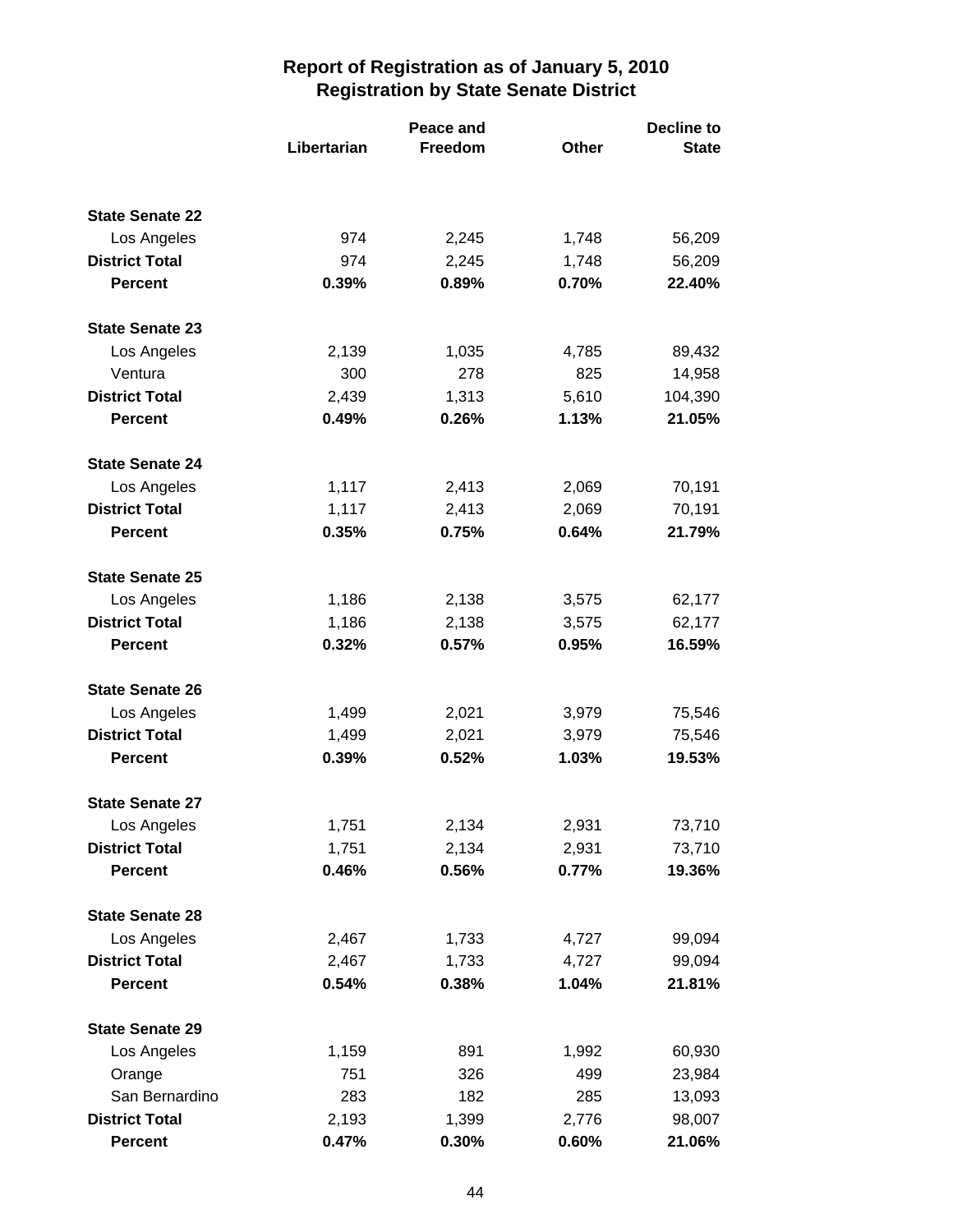# Report of Registration as of January 5, 2010
## Registration by State Senate District

| | Libertarian | Peace and Freedom | Other | Decline to State |
|---|---|---|---|---|
| **State Senate 22** | | | | |
| Los Angeles | 974 | 2,245 | 1,748 | 56,209 |
| **District Total** | 974 | 2,245 | 1,748 | 56,209 |
| **Percent** | **0.39%** | **0.89%** | **0.70%** | **22.40%** |
| **State Senate 23** | | | | |
| Los Angeles | 2,139 | 1,035 | 4,785 | 89,432 |
| Ventura | 300 | 278 | 825 | 14,958 |
| **District Total** | 2,439 | 1,313 | 5,610 | 104,390 |
| **Percent** | **0.49%** | **0.26%** | **1.13%** | **21.05%** |
| **State Senate 24** | | | | |
| Los Angeles | 1,117 | 2,413 | 2,069 | 70,191 |
| **District Total** | 1,117 | 2,413 | 2,069 | 70,191 |
| **Percent** | **0.35%** | **0.75%** | **0.64%** | **21.79%** |
| **State Senate 25** | | | | |
| Los Angeles | 1,186 | 2,138 | 3,575 | 62,177 |
| **District Total** | 1,186 | 2,138 | 3,575 | 62,177 |
| **Percent** | **0.32%** | **0.57%** | **0.95%** | **16.59%** |
| **State Senate 26** | | | | |
| Los Angeles | 1,499 | 2,021 | 3,979 | 75,546 |
| **District Total** | 1,499 | 2,021 | 3,979 | 75,546 |
| **Percent** | **0.39%** | **0.52%** | **1.03%** | **19.53%** |
| **State Senate 27** | | | | |
| Los Angeles | 1,751 | 2,134 | 2,931 | 73,710 |
| **District Total** | 1,751 | 2,134 | 2,931 | 73,710 |
| **Percent** | **0.46%** | **0.56%** | **0.77%** | **19.36%** |
| **State Senate 28** | | | | |
| Los Angeles | 2,467 | 1,733 | 4,727 | 99,094 |
| **District Total** | 2,467 | 1,733 | 4,727 | 99,094 |
| **Percent** | **0.54%** | **0.38%** | **1.04%** | **21.81%** |
| **State Senate 29** | | | | |
| Los Angeles | 1,159 | 891 | 1,992 | 60,930 |
| Orange | 751 | 326 | 499 | 23,984 |
| San Bernardino | 283 | 182 | 285 | 13,093 |
| **District Total** | 2,193 | 1,399 | 2,776 | 98,007 |
| **Percent** | **0.47%** | **0.30%** | **0.60%** | **21.06%** |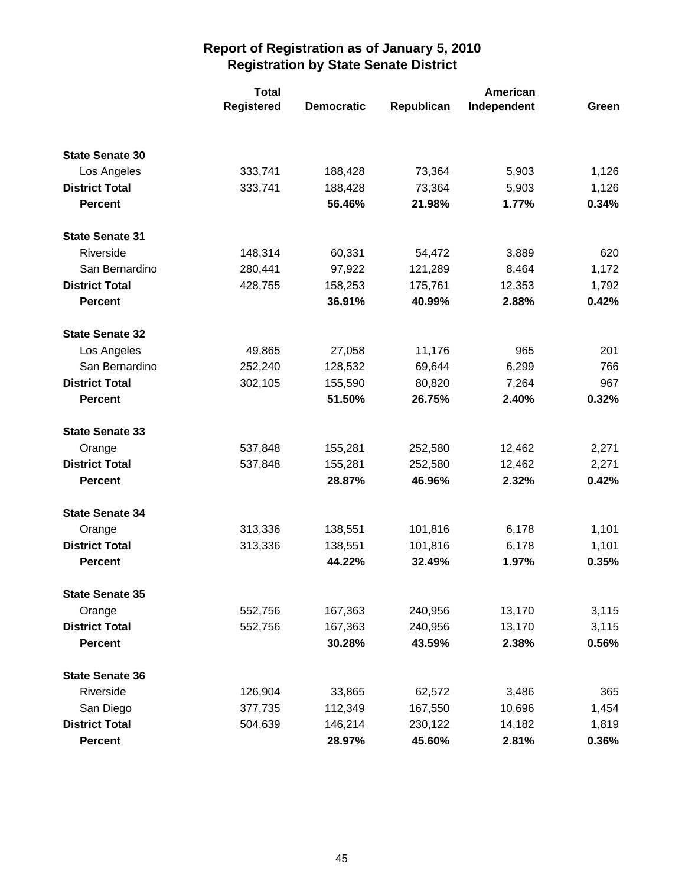# Report of Registration as of January 5, 2010
## Registration by State Senate District

| | Total Registered | Democratic | Republican | American Independent | Green |
|---|---|---|---|---|---|
| **State Senate 30** | | | | | |
| Los Angeles | 333,741 | 188,428 | 73,364 | 5,903 | 1,126 |
| **District Total** | 333,741 | 188,428 | 73,364 | 5,903 | 1,126 |
| **Percent** | | **56.46%** | **21.98%** | **1.77%** | **0.34%** |
| **State Senate 31** | | | | | |
| Riverside | 148,314 | 60,331 | 54,472 | 3,889 | 620 |
| San Bernardino | 280,441 | 97,922 | 121,289 | 8,464 | 1,172 |
| **District Total** | 428,755 | 158,253 | 175,761 | 12,353 | 1,792 |
| **Percent** | | **36.91%** | **40.99%** | **2.88%** | **0.42%** |
| **State Senate 32** | | | | | |
| Los Angeles | 49,865 | 27,058 | 11,176 | 965 | 201 |
| San Bernardino | 252,240 | 128,532 | 69,644 | 6,299 | 766 |
| **District Total** | 302,105 | 155,590 | 80,820 | 7,264 | 967 |
| **Percent** | | **51.50%** | **26.75%** | **2.40%** | **0.32%** |
| **State Senate 33** | | | | | |
| Orange | 537,848 | 155,281 | 252,580 | 12,462 | 2,271 |
| **District Total** | 537,848 | 155,281 | 252,580 | 12,462 | 2,271 |
| **Percent** | | **28.87%** | **46.96%** | **2.32%** | **0.42%** |
| **State Senate 34** | | | | | |
| Orange | 313,336 | 138,551 | 101,816 | 6,178 | 1,101 |
| **District Total** | 313,336 | 138,551 | 101,816 | 6,178 | 1,101 |
| **Percent** | | **44.22%** | **32.49%** | **1.97%** | **0.35%** |
| **State Senate 35** | | | | | |
| Orange | 552,756 | 167,363 | 240,956 | 13,170 | 3,115 |
| **District Total** | 552,756 | 167,363 | 240,956 | 13,170 | 3,115 |
| **Percent** | | **30.28%** | **43.59%** | **2.38%** | **0.56%** |
| **State Senate 36** | | | | | |
| Riverside | 126,904 | 33,865 | 62,572 | 3,486 | 365 |
| San Diego | 377,735 | 112,349 | 167,550 | 10,696 | 1,454 |
| **District Total** | 504,639 | 146,214 | 230,122 | 14,182 | 1,819 |
| **Percent** | | **28.97%** | **45.60%** | **2.81%** | **0.36%** |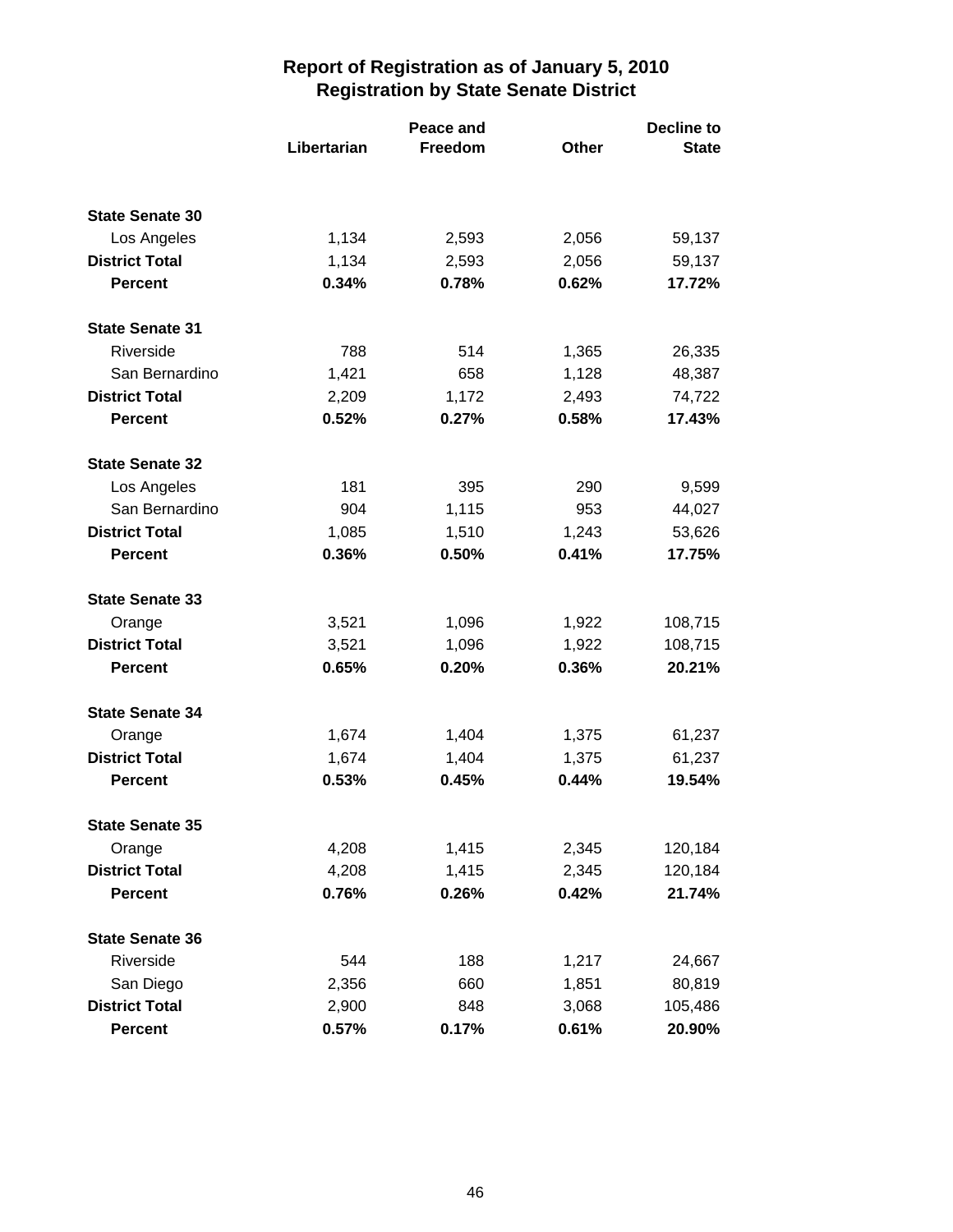# Report of Registration as of January 5, 2010
## Registration by State Senate District

| | Libertarian | Peace and Freedom | Other | Decline to State |
|---|---|---|---|---|
| **State Senate 30** | | | | |
| Los Angeles | 1,134 | 2,593 | 2,056 | 59,137 |
| **District Total** | 1,134 | 2,593 | 2,056 | 59,137 |
| **Percent** | **0.34%** | **0.78%** | **0.62%** | **17.72%** |
| **State Senate 31** | | | | |
| Riverside | 788 | 514 | 1,365 | 26,335 |
| San Bernardino | 1,421 | 658 | 1,128 | 48,387 |
| **District Total** | 2,209 | 1,172 | 2,493 | 74,722 |
| **Percent** | **0.52%** | **0.27%** | **0.58%** | **17.43%** |
| **State Senate 32** | | | | |
| Los Angeles | 181 | 395 | 290 | 9,599 |
| San Bernardino | 904 | 1,115 | 953 | 44,027 |
| **District Total** | 1,085 | 1,510 | 1,243 | 53,626 |
| **Percent** | **0.36%** | **0.50%** | **0.41%** | **17.75%** |
| **State Senate 33** | | | | |
| Orange | 3,521 | 1,096 | 1,922 | 108,715 |
| **District Total** | 3,521 | 1,096 | 1,922 | 108,715 |
| **Percent** | **0.65%** | **0.20%** | **0.36%** | **20.21%** |
| **State Senate 34** | | | | |
| Orange | 1,674 | 1,404 | 1,375 | 61,237 |
| **District Total** | 1,674 | 1,404 | 1,375 | 61,237 |
| **Percent** | **0.53%** | **0.45%** | **0.44%** | **19.54%** |
| **State Senate 35** | | | | |
| Orange | 4,208 | 1,415 | 2,345 | 120,184 |
| **District Total** | 4,208 | 1,415 | 2,345 | 120,184 |
| **Percent** | **0.76%** | **0.26%** | **0.42%** | **21.74%** |
| **State Senate 36** | | | | |
| Riverside | 544 | 188 | 1,217 | 24,667 |
| San Diego | 2,356 | 660 | 1,851 | 80,819 |
| **District Total** | 2,900 | 848 | 3,068 | 105,486 |
| **Percent** | **0.57%** | **0.17%** | **0.61%** | **20.90%** |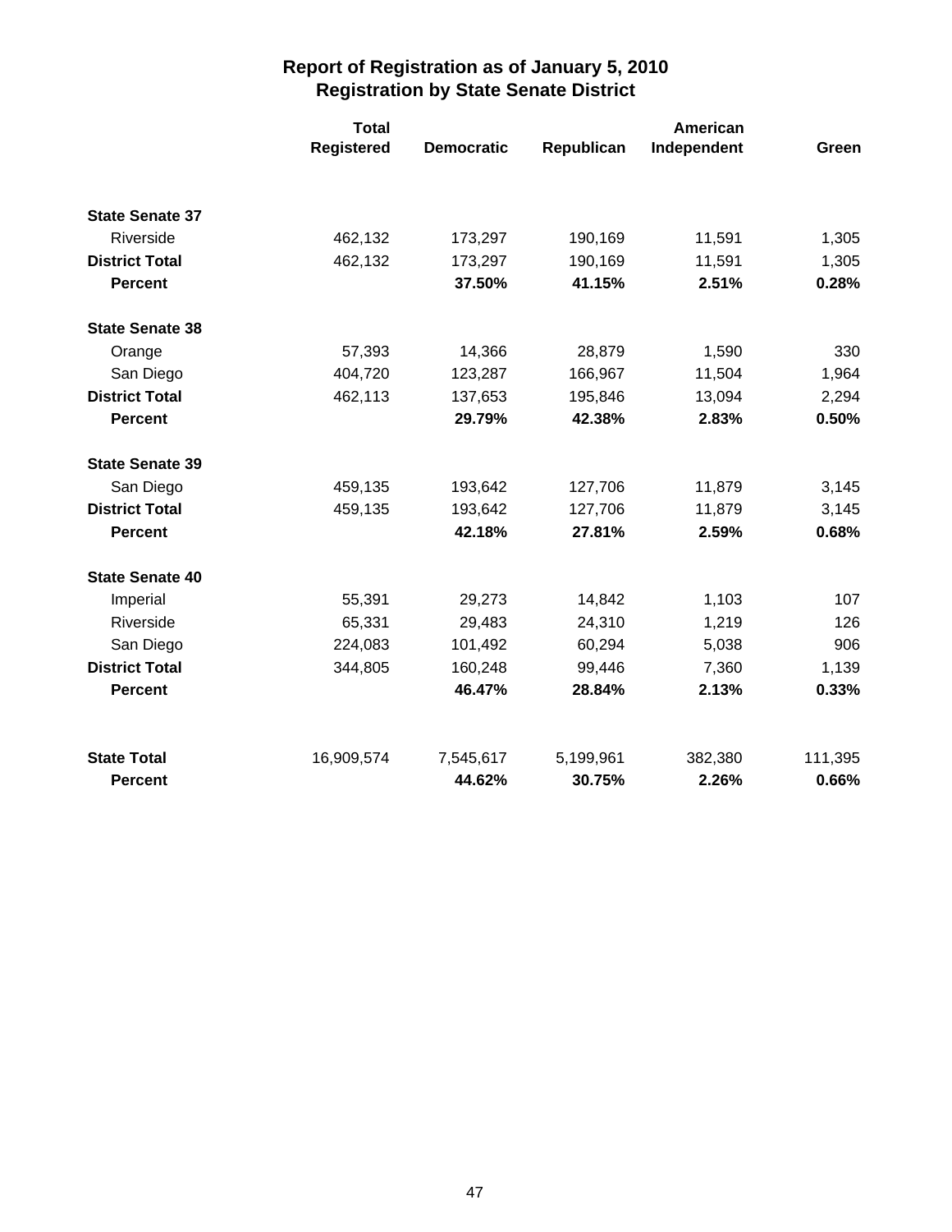# Report of Registration as of January 5, 2010
## Registration by State Senate District

| | Total Registered | Democratic | Republican | American Independent | Green |
|---|---|---|---|---|---|
| **State Senate 37** | | | | | |
| Riverside | 462,132 | 173,297 | 190,169 | 11,591 | 1,305 |
| **District Total** | 462,132 | 173,297 | 190,169 | 11,591 | 1,305 |
| **Percent** | | **37.50%** | **41.15%** | **2.51%** | **0.28%** |
| **State Senate 38** | | | | | |
| Orange | 57,393 | 14,366 | 28,879 | 1,590 | 330 |
| San Diego | 404,720 | 123,287 | 166,967 | 11,504 | 1,964 |
| **District Total** | 462,113 | 137,653 | 195,846 | 13,094 | 2,294 |
| **Percent** | | **29.79%** | **42.38%** | **2.83%** | **0.50%** |
| **State Senate 39** | | | | | |
| San Diego | 459,135 | 193,642 | 127,706 | 11,879 | 3,145 |
| **District Total** | 459,135 | 193,642 | 127,706 | 11,879 | 3,145 |
| **Percent** | | **42.18%** | **27.81%** | **2.59%** | **0.68%** |
| **State Senate 40** | | | | | |
| Imperial | 55,391 | 29,273 | 14,842 | 1,103 | 107 |
| Riverside | 65,331 | 29,483 | 24,310 | 1,219 | 126 |
| San Diego | 224,083 | 101,492 | 60,294 | 5,038 | 906 |
| **District Total** | 344,805 | 160,248 | 99,446 | 7,360 | 1,139 |
| **Percent** | | **46.47%** | **28.84%** | **2.13%** | **0.33%** |
| **State Total** | 16,909,574 | 7,545,617 | 5,199,961 | 382,380 | 111,395 |
| **Percent** | | **44.62%** | **30.75%** | **2.26%** | **0.66%** |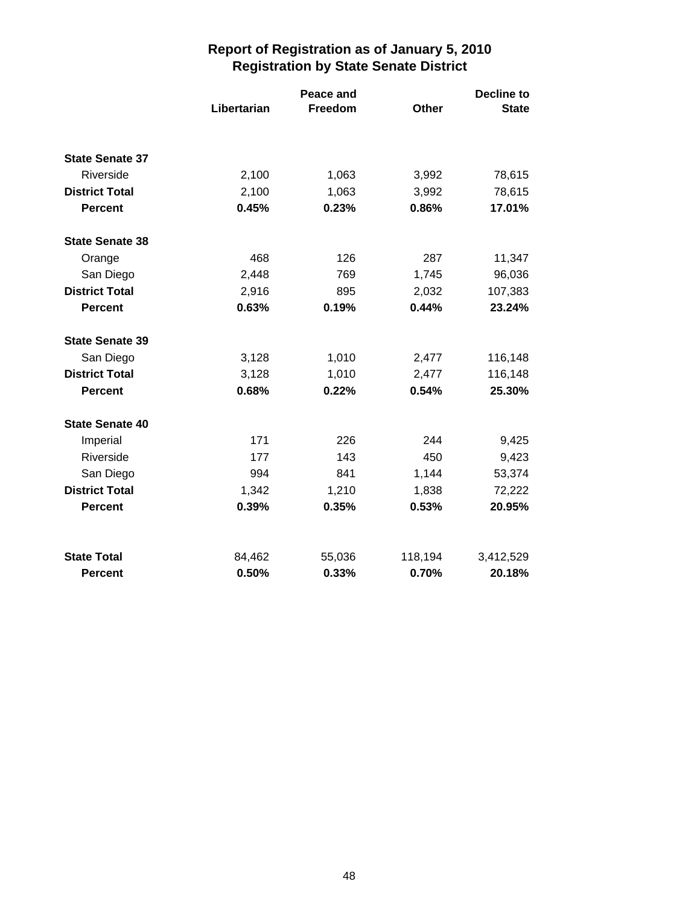# Report of Registration as of January 5, 2010
## Registration by State Senate District

| | Libertarian | Peace and Freedom | Other | Decline to State |
|---|---|---|---|---|
| **State Senate 37** | | | | |
| Riverside | 2,100 | 1,063 | 3,992 | 78,615 |
| **District Total** | 2,100 | 1,063 | 3,992 | 78,615 |
| **Percent** | **0.45%** | **0.23%** | **0.86%** | **17.01%** |
| **State Senate 38** | | | | |
| Orange | 468 | 126 | 287 | 11,347 |
| San Diego | 2,448 | 769 | 1,745 | 96,036 |
| **District Total** | 2,916 | 895 | 2,032 | 107,383 |
| **Percent** | **0.63%** | **0.19%** | **0.44%** | **23.24%** |
| **State Senate 39** | | | | |
| San Diego | 3,128 | 1,010 | 2,477 | 116,148 |
| **District Total** | 3,128 | 1,010 | 2,477 | 116,148 |
| **Percent** | **0.68%** | **0.22%** | **0.54%** | **25.30%** |
| **State Senate 40** | | | | |
| Imperial | 171 | 226 | 244 | 9,425 |
| Riverside | 177 | 143 | 450 | 9,423 |
| San Diego | 994 | 841 | 1,144 | 53,374 |
| **District Total** | 1,342 | 1,210 | 1,838 | 72,222 |
| **Percent** | **0.39%** | **0.35%** | **0.53%** | **20.95%** |
| **State Total** | 84,462 | 55,036 | 118,194 | 3,412,529 |
| **Percent** | **0.50%** | **0.33%** | **0.70%** | **20.18%** |